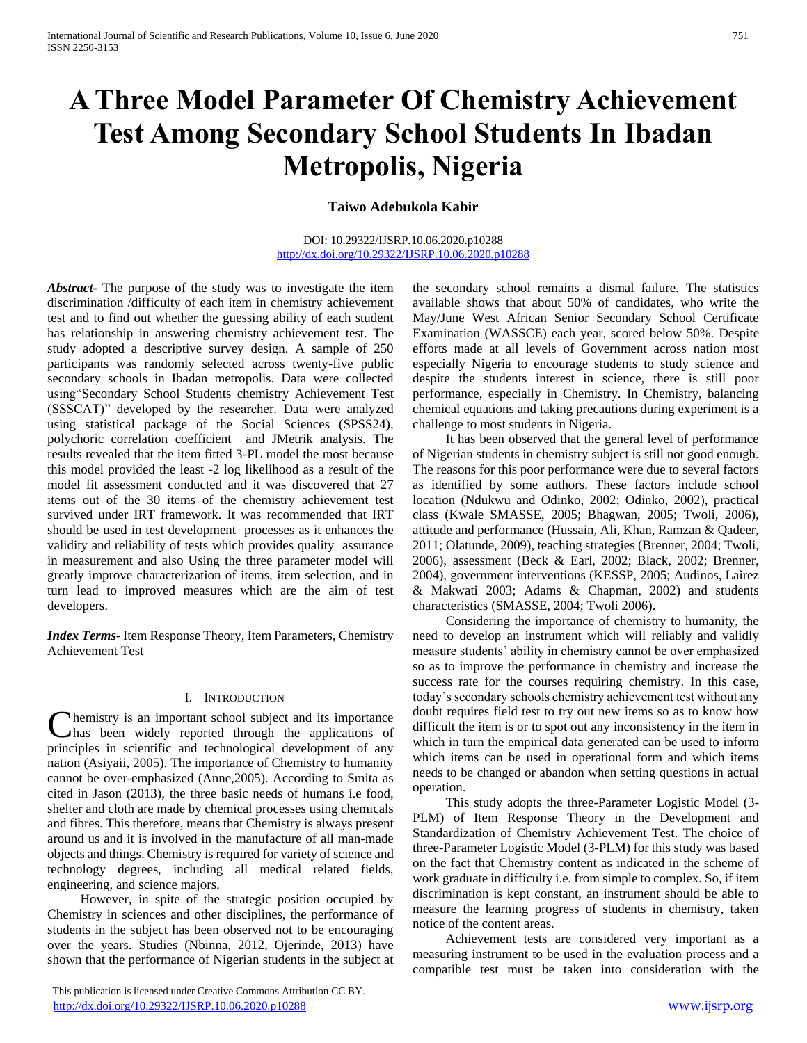# A Three Model Parameter Of Chemistry Achievement Test Among Secondary School Students In Ibadan Metropolis, Nigeria

**Taiwo Adebukola Kabir**

DOI: 10.29322/IJSRP.10.06.2020.p10288
http://dx.doi.org/10.29322/IJSRP.10.06.2020.p10288

***Abstract-*** The purpose of the study was to investigate the item discrimination /difficulty of each item in chemistry achievement test and to find out whether the guessing ability of each student has relationship in answering chemistry achievement test. The study adopted a descriptive survey design. A sample of 250 participants was randomly selected across twenty-five public secondary schools in Ibadan metropolis. Data were collected using"Secondary School Students chemistry Achievement Test (SSSCAT)" developed by the researcher. Data were analyzed using statistical package of the Social Sciences (SPSS24), polychoric correlation coefficient and JMetrik analysis. The results revealed that the item fitted 3-PL model the most because this model provided the least -2 log likelihood as a result of the model fit assessment conducted and it was discovered that 27 items out of the 30 items of the chemistry achievement test survived under IRT framework. It was recommended that IRT should be used in test development processes as it enhances the validity and reliability of tests which provides quality assurance in measurement and also Using the three parameter model will greatly improve characterization of items, item selection, and in turn lead to improved measures which are the aim of test developers.

***Index Terms-*** Item Response Theory, Item Parameters, Chemistry Achievement Test

## I. Introduction

Chemistry is an important school subject and its importance has been widely reported through the applications of principles in scientific and technological development of any nation (Asiyaii, 2005). The importance of Chemistry to humanity cannot be over-emphasized (Anne,2005). According to Smita as cited in Jason (2013), the three basic needs of humans i.e food, shelter and cloth are made by chemical processes using chemicals and fibres. This therefore, means that Chemistry is always present around us and it is involved in the manufacture of all man-made objects and things. Chemistry is required for variety of science and technology degrees, including all medical related fields, engineering, and science majors.

However, in spite of the strategic position occupied by Chemistry in sciences and other disciplines, the performance of students in the subject has been observed not to be encouraging over the years. Studies (Nbinna, 2012, Ojerinde, 2013) have shown that the performance of Nigerian students in the subject at the secondary school remains a dismal failure. The statistics available shows that about 50% of candidates, who write the May/June West African Senior Secondary School Certificate Examination (WASSCE) each year, scored below 50%. Despite efforts made at all levels of Government across nation most especially Nigeria to encourage students to study science and despite the students interest in science, there is still poor performance, especially in Chemistry. In Chemistry, balancing chemical equations and taking precautions during experiment is a challenge to most students in Nigeria.

It has been observed that the general level of performance of Nigerian students in chemistry subject is still not good enough. The reasons for this poor performance were due to several factors as identified by some authors. These factors include school location (Ndukwu and Odinko, 2002; Odinko, 2002), practical class (Kwale SMASSE, 2005; Bhagwan, 2005; Twoli, 2006), attitude and performance (Hussain, Ali, Khan, Ramzan & Qadeer, 2011; Olatunde, 2009), teaching strategies (Brenner, 2004; Twoli, 2006), assessment (Beck & Earl, 2002; Black, 2002; Brenner, 2004), government interventions (KESSP, 2005; Audinos, Lairez & Makwati 2003; Adams & Chapman, 2002) and students characteristics (SMASSE, 2004; Twoli 2006).

Considering the importance of chemistry to humanity, the need to develop an instrument which will reliably and validly measure students' ability in chemistry cannot be over emphasized so as to improve the performance in chemistry and increase the success rate for the courses requiring chemistry. In this case, today's secondary schools chemistry achievement test without any doubt requires field test to try out new items so as to know how difficult the item is or to spot out any inconsistency in the item in which in turn the empirical data generated can be used to inform which items can be used in operational form and which items needs to be changed or abandon when setting questions in actual operation.

This study adopts the three-Parameter Logistic Model (3-PLM) of Item Response Theory in the Development and Standardization of Chemistry Achievement Test. The choice of three-Parameter Logistic Model (3-PLM) for this study was based on the fact that Chemistry content as indicated in the scheme of work graduate in difficulty i.e. from simple to complex. So, if item discrimination is kept constant, an instrument should be able to measure the learning progress of students in chemistry, taken notice of the content areas.

Achievement tests are considered very important as a measuring instrument to be used in the evaluation process and a compatible test must be taken into consideration with the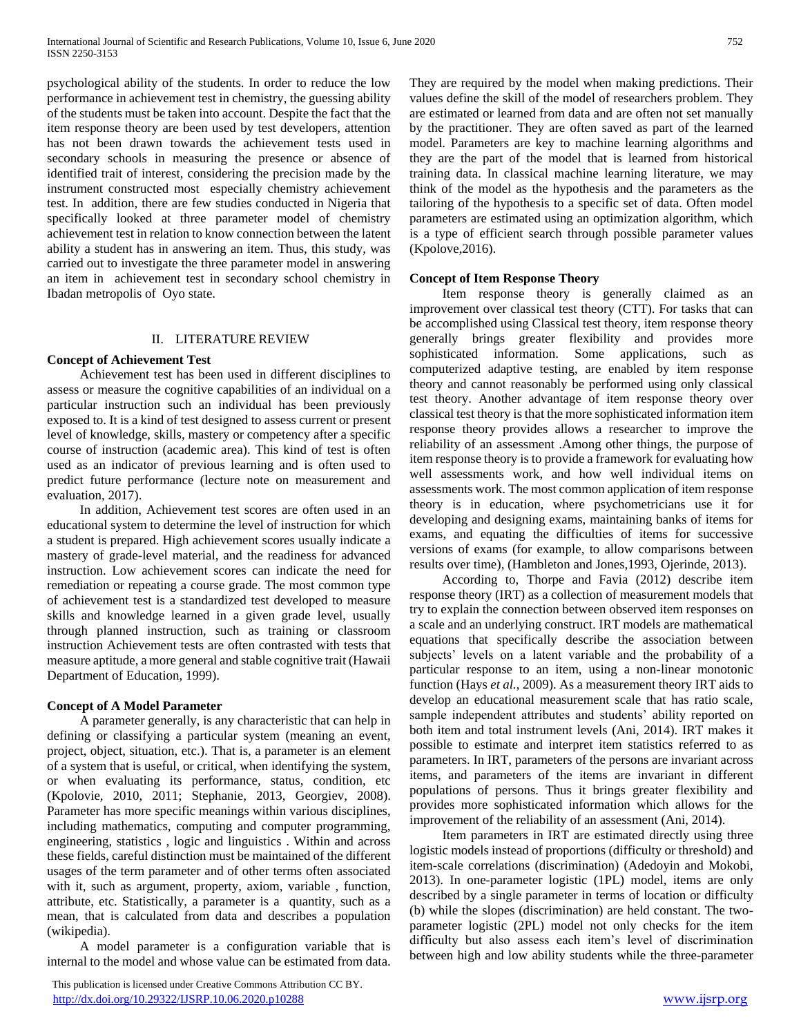psychological ability of the students. In order to reduce the low performance in achievement test in chemistry, the guessing ability of the students must be taken into account. Despite the fact that the item response theory are been used by test developers, attention has not been drawn towards the achievement tests used in secondary schools in measuring the presence or absence of identified trait of interest, considering the precision made by the instrument constructed most especially chemistry achievement test. In addition, there are few studies conducted in Nigeria that specifically looked at three parameter model of chemistry achievement test in relation to know connection between the latent ability a student has in answering an item. Thus, this study, was carried out to investigate the three parameter model in answering an item in achievement test in secondary school chemistry in Ibadan metropolis of Oyo state.

## II. LITERATURE REVIEW

**Concept of Achievement Test**

Achievement test has been used in different disciplines to assess or measure the cognitive capabilities of an individual on a particular instruction such an individual has been previously exposed to. It is a kind of test designed to assess current or present level of knowledge, skills, mastery or competency after a specific course of instruction (academic area). This kind of test is often used as an indicator of previous learning and is often used to predict future performance (lecture note on measurement and evaluation, 2017).

In addition, Achievement test scores are often used in an educational system to determine the level of instruction for which a student is prepared. High achievement scores usually indicate a mastery of grade-level material, and the readiness for advanced instruction. Low achievement scores can indicate the need for remediation or repeating a course grade. The most common type of achievement test is a standardized test developed to measure skills and knowledge learned in a given grade level, usually through planned instruction, such as training or classroom instruction Achievement tests are often contrasted with tests that measure aptitude, a more general and stable cognitive trait (Hawaii Department of Education, 1999).

**Concept of A Model Parameter**

A parameter generally, is any characteristic that can help in defining or classifying a particular system (meaning an event, project, object, situation, etc.). That is, a parameter is an element of a system that is useful, or critical, when identifying the system, or when evaluating its performance, status, condition, etc (Kpolovie, 2010, 2011; Stephanie, 2013, Georgiev, 2008). Parameter has more specific meanings within various disciplines, including mathematics, computing and computer programming, engineering, statistics , logic and linguistics . Within and across these fields, careful distinction must be maintained of the different usages of the term parameter and of other terms often associated with it, such as argument, property, axiom, variable , function, attribute, etc. Statistically, a parameter is a quantity, such as a mean, that is calculated from data and describes a population (wikipedia).

A model parameter is a configuration variable that is internal to the model and whose value can be estimated from data. They are required by the model when making predictions. Their values define the skill of the model of researchers problem. They are estimated or learned from data and are often not set manually by the practitioner. They are often saved as part of the learned model. Parameters are key to machine learning algorithms and they are the part of the model that is learned from historical training data. In classical machine learning literature, we may think of the model as the hypothesis and the parameters as the tailoring of the hypothesis to a specific set of data. Often model parameters are estimated using an optimization algorithm, which is a type of efficient search through possible parameter values (Kpolove,2016).

**Concept of Item Response Theory**

Item response theory is generally claimed as an improvement over classical test theory (CTT). For tasks that can be accomplished using Classical test theory, item response theory generally brings greater flexibility and provides more sophisticated information. Some applications, such as computerized adaptive testing, are enabled by item response theory and cannot reasonably be performed using only classical test theory. Another advantage of item response theory over classical test theory is that the more sophisticated information item response theory provides allows a researcher to improve the reliability of an assessment .Among other things, the purpose of item response theory is to provide a framework for evaluating how well assessments work, and how well individual items on assessments work. The most common application of item response theory is in education, where psychometricians use it for developing and designing exams, maintaining banks of items for exams, and equating the difficulties of items for successive versions of exams (for example, to allow comparisons between results over time), (Hambleton and Jones,1993, Ojerinde, 2013).

According to, Thorpe and Favia (2012) describe item response theory (IRT) as a collection of measurement models that try to explain the connection between observed item responses on a scale and an underlying construct. IRT models are mathematical equations that specifically describe the association between subjects' levels on a latent variable and the probability of a particular response to an item, using a non-linear monotonic function (Hays *et al.*, 2009). As a measurement theory IRT aids to develop an educational measurement scale that has ratio scale, sample independent attributes and students' ability reported on both item and total instrument levels (Ani, 2014). IRT makes it possible to estimate and interpret item statistics referred to as parameters. In IRT, parameters of the persons are invariant across items, and parameters of the items are invariant in different populations of persons. Thus it brings greater flexibility and provides more sophisticated information which allows for the improvement of the reliability of an assessment (Ani, 2014).

Item parameters in IRT are estimated directly using three logistic models instead of proportions (difficulty or threshold) and item-scale correlations (discrimination) (Adedoyin and Mokobi, 2013). In one-parameter logistic (1PL) model, items are only described by a single parameter in terms of location or difficulty (b) while the slopes (discrimination) are held constant. The two-parameter logistic (2PL) model not only checks for the item difficulty but also assess each item's level of discrimination between high and low ability students while the three-parameter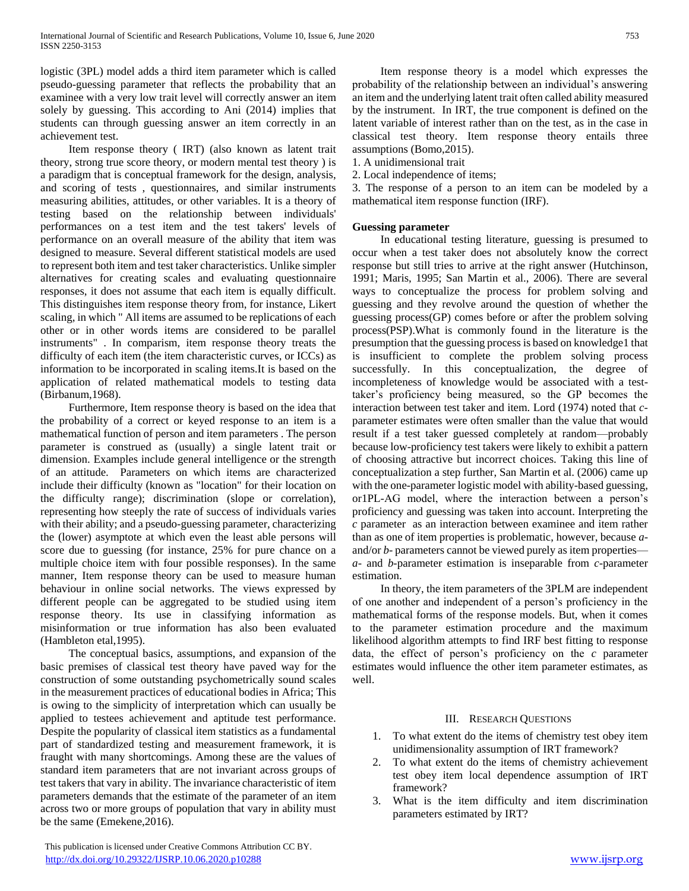logistic (3PL) model adds a third item parameter which is called pseudo-guessing parameter that reflects the probability that an examinee with a very low trait level will correctly answer an item solely by guessing. This according to Ani (2014) implies that students can through guessing answer an item correctly in an achievement test.

Item response theory ( IRT) (also known as latent trait theory, strong true score theory, or modern mental test theory ) is a paradigm that is conceptual framework for the design, analysis, and scoring of tests , questionnaires, and similar instruments measuring abilities, attitudes, or other variables. It is a theory of testing based on the relationship between individuals' performances on a test item and the test takers' levels of performance on an overall measure of the ability that item was designed to measure. Several different statistical models are used to represent both item and test taker characteristics. Unlike simpler alternatives for creating scales and evaluating questionnaire responses, it does not assume that each item is equally difficult. This distinguishes item response theory from, for instance, Likert scaling, in which " All items are assumed to be replications of each other or in other words items are considered to be parallel instruments" . In comparism, item response theory treats the difficulty of each item (the item characteristic curves, or ICCs) as information to be incorporated in scaling items.It is based on the application of related mathematical models to testing data (Birbanum,1968).

Furthermore, Item response theory is based on the idea that the probability of a correct or keyed response to an item is a mathematical function of person and item parameters . The person parameter is construed as (usually) a single latent trait or dimension. Examples include general intelligence or the strength of an attitude. Parameters on which items are characterized include their difficulty (known as "location" for their location on the difficulty range); discrimination (slope or correlation), representing how steeply the rate of success of individuals varies with their ability; and a pseudo-guessing parameter, characterizing the (lower) asymptote at which even the least able persons will score due to guessing (for instance, 25% for pure chance on a multiple choice item with four possible responses). In the same manner, Item response theory can be used to measure human behaviour in online social networks. The views expressed by different people can be aggregated to be studied using item response theory. Its use in classifying information as misinformation or true information has also been evaluated (Hambleton etal,1995).

The conceptual basics, assumptions, and expansion of the basic premises of classical test theory have paved way for the construction of some outstanding psychometrically sound scales in the measurement practices of educational bodies in Africa; This is owing to the simplicity of interpretation which can usually be applied to testees achievement and aptitude test performance. Despite the popularity of classical item statistics as a fundamental part of standardized testing and measurement framework, it is fraught with many shortcomings. Among these are the values of standard item parameters that are not invariant across groups of test takers that vary in ability. The invariance characteristic of item parameters demands that the estimate of the parameter of an item across two or more groups of population that vary in ability must be the same (Emekene,2016).

Item response theory is a model which expresses the probability of the relationship between an individual's answering an item and the underlying latent trait often called ability measured by the instrument. In IRT, the true component is defined on the latent variable of interest rather than on the test, as in the case in classical test theory. Item response theory entails three assumptions (Bomo,2015).

1. A unidimensional trait
2. Local independence of items;
3. The response of a person to an item can be modeled by a mathematical item response function (IRF).

**Guessing parameter**

In educational testing literature, guessing is presumed to occur when a test taker does not absolutely know the correct response but still tries to arrive at the right answer (Hutchinson, 1991; Maris, 1995; San Martin et al., 2006). There are several ways to conceptualize the process for problem solving and guessing and they revolve around the question of whether the guessing process(GP) comes before or after the problem solving process(PSP).What is commonly found in the literature is the presumption that the guessing process is based on knowledge1 that is insufficient to complete the problem solving process successfully. In this conceptualization, the degree of incompleteness of knowledge would be associated with a test-taker's proficiency being measured, so the GP becomes the interaction between test taker and item. Lord (1974) noted that *c*-parameter estimates were often smaller than the value that would result if a test taker guessed completely at random—probably because low-proficiency test takers were likely to exhibit a pattern of choosing attractive but incorrect choices. Taking this line of conceptualization a step further, San Martin et al. (2006) came up with the one-parameter logistic model with ability-based guessing, or1PL-AG model, where the interaction between a person's proficiency and guessing was taken into account. Interpreting the *c* parameter as an interaction between examinee and item rather than as one of item properties is problematic, however, because *a*- and/or *b*- parameters cannot be viewed purely as item properties—*a*- and *b*-parameter estimation is inseparable from *c*-parameter estimation.

In theory, the item parameters of the 3PLM are independent of one another and independent of a person's proficiency in the mathematical forms of the response models. But, when it comes to the parameter estimation procedure and the maximum likelihood algorithm attempts to find IRF best fitting to response data, the effect of person's proficiency on the *c* parameter estimates would influence the other item parameter estimates, as well.

## III. Research Questions

1. To what extent do the items of chemistry test obey item unidimensionality assumption of IRT framework?
2. To what extent do the items of chemistry achievement test obey item local dependence assumption of IRT framework?
3. What is the item difficulty and item discrimination parameters estimated by IRT?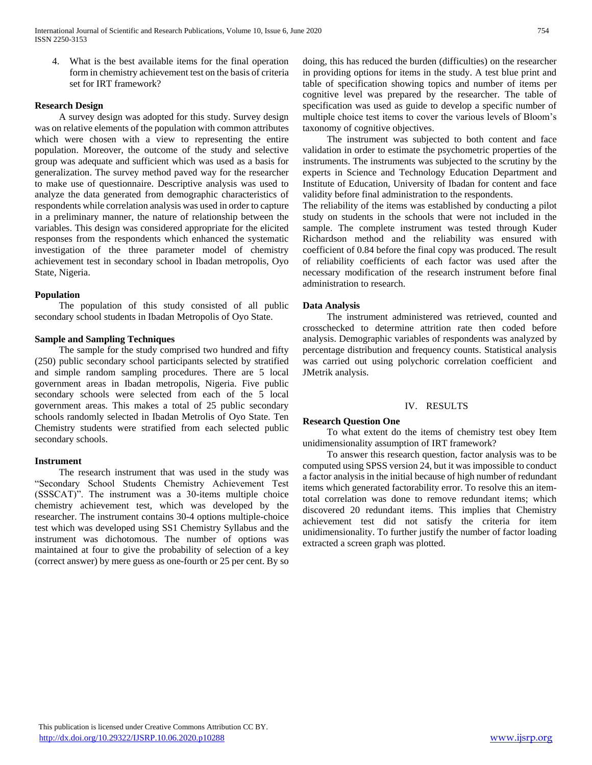4. What is the best available items for the final operation form in chemistry achievement test on the basis of criteria set for IRT framework?

### Research Design

A survey design was adopted for this study. Survey design was on relative elements of the population with common attributes which were chosen with a view to representing the entire population. Moreover, the outcome of the study and selective group was adequate and sufficient which was used as a basis for generalization. The survey method paved way for the researcher to make use of questionnaire. Descriptive analysis was used to analyze the data generated from demographic characteristics of respondents while correlation analysis was used in order to capture in a preliminary manner, the nature of relationship between the variables. This design was considered appropriate for the elicited responses from the respondents which enhanced the systematic investigation of the three parameter model of chemistry achievement test in secondary school in Ibadan metropolis, Oyo State, Nigeria.

### Population

The population of this study consisted of all public secondary school students in Ibadan Metropolis of Oyo State.

### Sample and Sampling Techniques

The sample for the study comprised two hundred and fifty (250) public secondary school participants selected by stratified and simple random sampling procedures. There are 5 local government areas in Ibadan metropolis, Nigeria. Five public secondary schools were selected from each of the 5 local government areas. This makes a total of 25 public secondary schools randomly selected in Ibadan Metrolis of Oyo State. Ten Chemistry students were stratified from each selected public secondary schools.

### Instrument

The research instrument that was used in the study was "Secondary School Students Chemistry Achievement Test (SSSCAT)". The instrument was a 30-items multiple choice chemistry achievement test, which was developed by the researcher. The instrument contains 30-4 options multiple-choice test which was developed using SS1 Chemistry Syllabus and the instrument was dichotomous. The number of options was maintained at four to give the probability of selection of a key (correct answer) by mere guess as one-fourth or 25 per cent. By so doing, this has reduced the burden (difficulties) on the researcher in providing options for items in the study. A test blue print and table of specification showing topics and number of items per cognitive level was prepared by the researcher. The table of specification was used as guide to develop a specific number of multiple choice test items to cover the various levels of Bloom's taxonomy of cognitive objectives.

The instrument was subjected to both content and face validation in order to estimate the psychometric properties of the instruments. The instruments was subjected to the scrutiny by the experts in Science and Technology Education Department and Institute of Education, University of Ibadan for content and face validity before final administration to the respondents.

The reliability of the items was established by conducting a pilot study on students in the schools that were not included in the sample. The complete instrument was tested through Kuder Richardson method and the reliability was ensured with coefficient of 0.84 before the final copy was produced. The result of reliability coefficients of each factor was used after the necessary modification of the research instrument before final administration to research.

### Data Analysis

The instrument administered was retrieved, counted and crosschecked to determine attrition rate then coded before analysis. Demographic variables of respondents was analyzed by percentage distribution and frequency counts. Statistical analysis was carried out using polychoric correlation coefficient and JMetrik analysis.

## IV. RESULTS

### Research Question One

To what extent do the items of chemistry test obey Item unidimensionality assumption of IRT framework?

To answer this research question, factor analysis was to be computed using SPSS version 24, but it was impossible to conduct a factor analysis in the initial because of high number of redundant items which generated factorability error. To resolve this an item-total correlation was done to remove redundant items; which discovered 20 redundant items. This implies that Chemistry achievement test did not satisfy the criteria for item unidimensionality. To further justify the number of factor loading extracted a screen graph was plotted.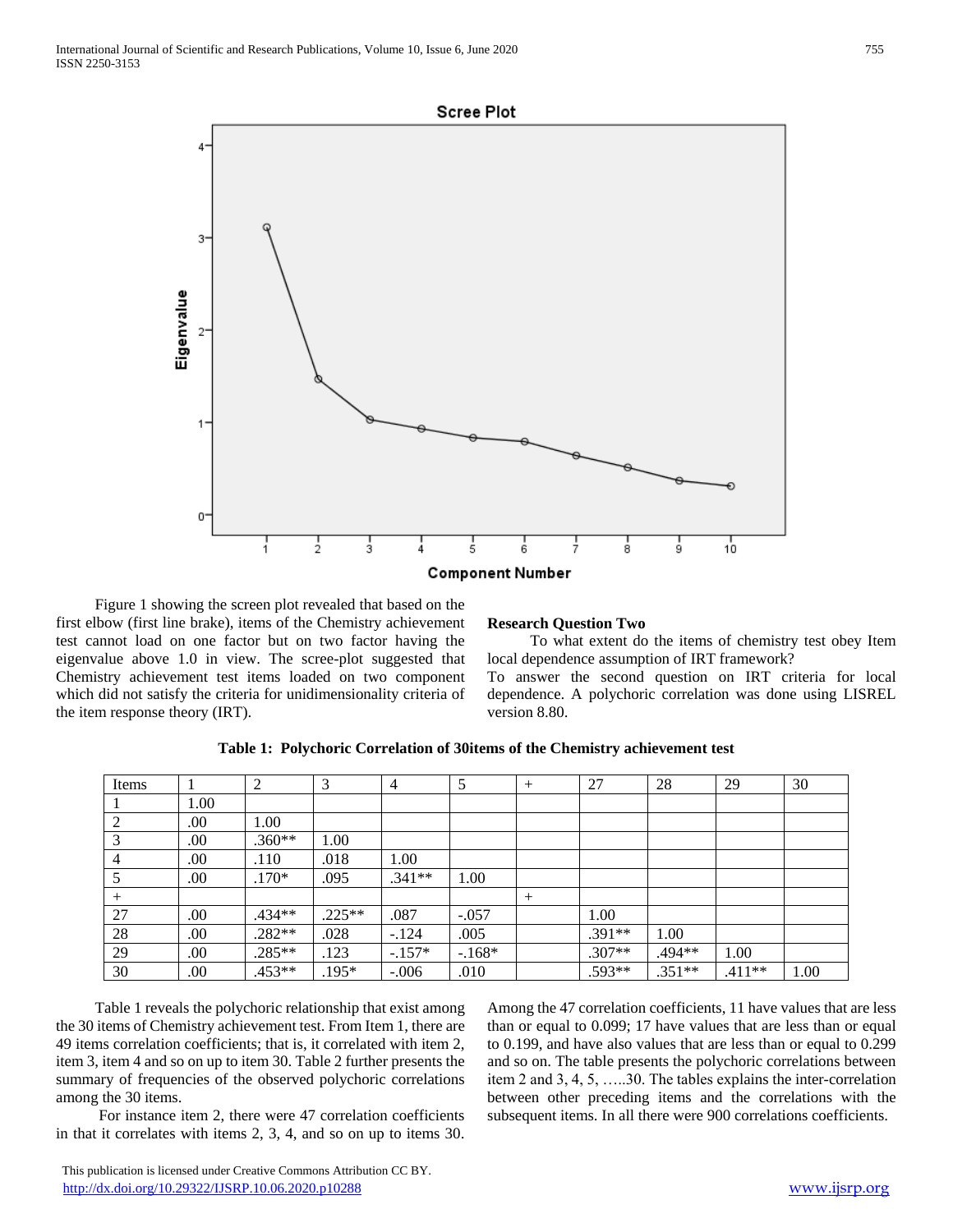Figure 1 showing the screen plot revealed that based on the first elbow (first line brake), items of the Chemistry achievement test cannot load on one factor but on two factor having the eigenvalue above 1.0 in view. The scree-plot suggested that Chemistry achievement test items loaded on two component which did not satisfy the criteria for unidimensionality criteria of the item response theory (IRT).

**Research Question Two**

To what extent do the items of chemistry test obey Item local dependence assumption of IRT framework?

To answer the second question on IRT criteria for local dependence. A polychoric correlation was done using LISREL version 8.80.

**Table 1: Polychoric Correlation of 30items of the Chemistry achievement test**

| Items | 1 | 2 | 3 | 4 | 5 | + | 27 | 28 | 29 | 30 |
|---|---|---|---|---|---|---|---|---|---|---|
| 1 | 1.00 | | | | | | | | | |
| 2 | .00 | 1.00 | | | | | | | | |
| 3 | .00 | .360** | 1.00 | | | | | | | |
| 4 | .00 | .110 | .018 | 1.00 | | | | | | |
| 5 | .00 | .170* | .095 | .341** | 1.00 | | | | | |
| + | | | | | | + | | | | |
| 27 | .00 | .434** | .225** | .087 | -.057 | | 1.00 | | | |
| 28 | .00 | .282** | .028 | -.124 | .005 | | .391** | 1.00 | | |
| 29 | .00 | .285** | .123 | -.157* | -.168* | | .307** | .494** | 1.00 | |
| 30 | .00 | .453** | .195* | -.006 | .010 | | .593** | .351** | .411** | 1.00 |

Table 1 reveals the polychoric relationship that exist among the 30 items of Chemistry achievement test. From Item 1, there are 49 items correlation coefficients; that is, it correlated with item 2, item 3, item 4 and so on up to item 30. Table 2 further presents the summary of frequencies of the observed polychoric correlations among the 30 items.

For instance item 2, there were 47 correlation coefficients in that it correlates with items 2, 3, 4, and so on up to items 30. Among the 47 correlation coefficients, 11 have values that are less than or equal to 0.099; 17 have values that are less than or equal to 0.199, and have also values that are less than or equal to 0.299 and so on. The table presents the polychoric correlations between item 2 and 3, 4, 5, …..30. The tables explains the inter-correlation between other preceding items and the correlations with the subsequent items. In all there were 900 correlations coefficients.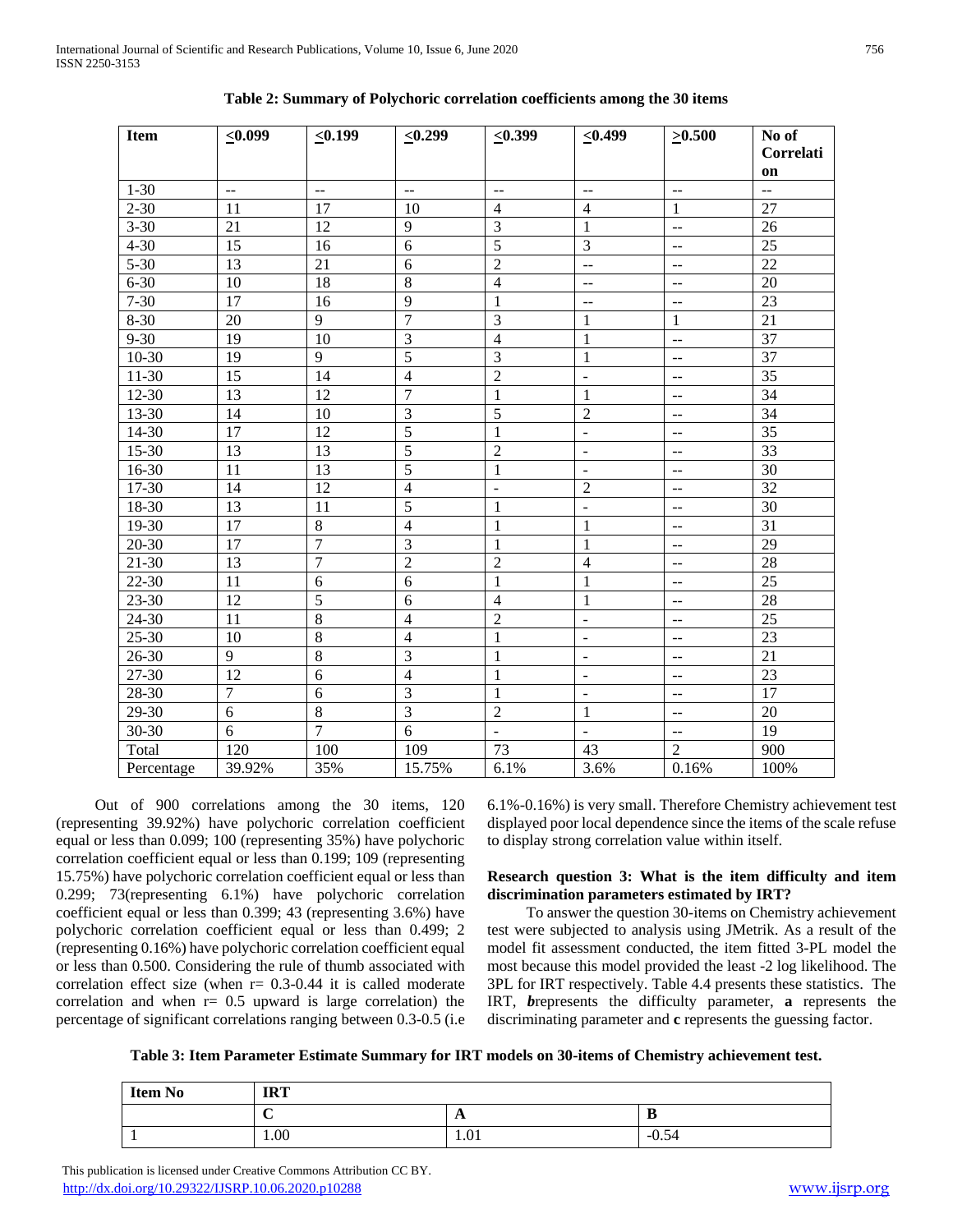**Table 2: Summary of Polychoric correlation coefficients among the 30 items**

| Item | ≤0.099 | ≤0.199 | ≤0.299 | ≤0.399 | ≤0.499 | ≥0.500 | No of Correlation |
|---|---|---|---|---|---|---|---|
| 1-30 | -- | -- | -- | -- | -- | -- | -- |
| 2-30 | 11 | 17 | 10 | 4 | 4 | 1 | 27 |
| 3-30 | 21 | 12 | 9 | 3 | 1 | -- | 26 |
| 4-30 | 15 | 16 | 6 | 5 | 3 | -- | 25 |
| 5-30 | 13 | 21 | 6 | 2 | -- | -- | 22 |
| 6-30 | 10 | 18 | 8 | 4 | -- | -- | 20 |
| 7-30 | 17 | 16 | 9 | 1 | -- | -- | 23 |
| 8-30 | 20 | 9 | 7 | 3 | 1 | 1 | 21 |
| 9-30 | 19 | 10 | 3 | 4 | 1 | -- | 37 |
| 10-30 | 19 | 9 | 5 | 3 | 1 | -- | 37 |
| 11-30 | 15 | 14 | 4 | 2 | - | -- | 35 |
| 12-30 | 13 | 12 | 7 | 1 | 1 | -- | 34 |
| 13-30 | 14 | 10 | 3 | 5 | 2 | -- | 34 |
| 14-30 | 17 | 12 | 5 | 1 | - | -- | 35 |
| 15-30 | 13 | 13 | 5 | 2 | - | -- | 33 |
| 16-30 | 11 | 13 | 5 | 1 | - | -- | 30 |
| 17-30 | 14 | 12 | 4 | - | 2 | -- | 32 |
| 18-30 | 13 | 11 | 5 | 1 | - | -- | 30 |
| 19-30 | 17 | 8 | 4 | 1 | 1 | -- | 31 |
| 20-30 | 17 | 7 | 3 | 1 | 1 | -- | 29 |
| 21-30 | 13 | 7 | 2 | 2 | 4 | -- | 28 |
| 22-30 | 11 | 6 | 6 | 1 | 1 | -- | 25 |
| 23-30 | 12 | 5 | 6 | 4 | 1 | -- | 28 |
| 24-30 | 11 | 8 | 4 | 2 | - | -- | 25 |
| 25-30 | 10 | 8 | 4 | 1 | - | -- | 23 |
| 26-30 | 9 | 8 | 3 | 1 | - | -- | 21 |
| 27-30 | 12 | 6 | 4 | 1 | - | -- | 23 |
| 28-30 | 7 | 6 | 3 | 1 | - | -- | 17 |
| 29-30 | 6 | 8 | 3 | 2 | 1 | -- | 20 |
| 30-30 | 6 | 7 | 6 | - | - | -- | 19 |
| Total | 120 | 100 | 109 | 73 | 43 | 2 | 900 |
| Percentage | 39.92% | 35% | 15.75% | 6.1% | 3.6% | 0.16% | 100% |

Out of 900 correlations among the 30 items, 120 (representing 39.92%) have polychoric correlation coefficient equal or less than 0.099; 100 (representing 35%) have polychoric correlation coefficient equal or less than 0.199; 109 (representing 15.75%) have polychoric correlation coefficient equal or less than 0.299; 73(representing 6.1%) have polychoric correlation coefficient equal or less than 0.399; 43 (representing 3.6%) have polychoric correlation coefficient equal or less than 0.499; 2 (representing 0.16%) have polychoric correlation coefficient equal or less than 0.500. Considering the rule of thumb associated with correlation effect size (when r= 0.3-0.44 it is called moderate correlation and when r= 0.5 upward is large correlation) the percentage of significant correlations ranging between 0.3-0.5 (i.e 6.1%-0.16%) is very small. Therefore Chemistry achievement test displayed poor local dependence since the items of the scale refuse to display strong correlation value within itself.

**Research question 3: What is the item difficulty and item discrimination parameters estimated by IRT?**

To answer the question 30-items on Chemistry achievement test were subjected to analysis using JMetrik. As a result of the model fit assessment conducted, the item fitted 3-PL model the most because this model provided the least -2 log likelihood. The 3PL for IRT respectively. Table 4.4 presents these statistics. The IRT, ***b***represents the difficulty parameter, **a** represents the discriminating parameter and **c** represents the guessing factor.

**Table 3: Item Parameter Estimate Summary for IRT models on 30-items of Chemistry achievement test.**

| Item No | IRT | | |
|---|---|---|---|
| | **C** | **A** | **B** |
| 1 | 1.00 | 1.01 | -0.54 |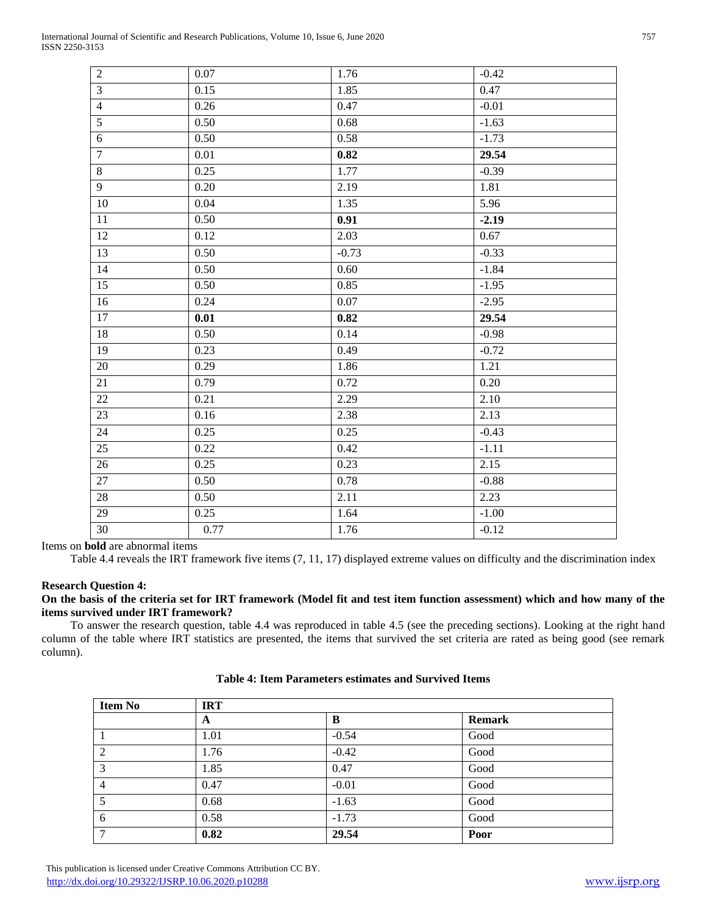| 2 | 0.07 | 1.76 | -0.42 |
|---|---|---|---|
| 3 | 0.15 | 1.85 | 0.47 |
| 4 | 0.26 | 0.47 | -0.01 |
| 5 | 0.50 | 0.68 | -1.63 |
| 6 | 0.50 | 0.58 | -1.73 |
| 7 | 0.01 | **0.82** | **29.54** |
| 8 | 0.25 | 1.77 | -0.39 |
| 9 | 0.20 | 2.19 | 1.81 |
| 10 | 0.04 | 1.35 | 5.96 |
| 11 | 0.50 | **0.91** | **-2.19** |
| 12 | 0.12 | 2.03 | 0.67 |
| 13 | 0.50 | -0.73 | -0.33 |
| 14 | 0.50 | 0.60 | -1.84 |
| 15 | 0.50 | 0.85 | -1.95 |
| 16 | 0.24 | 0.07 | -2.95 |
| 17 | **0.01** | **0.82** | **29.54** |
| 18 | 0.50 | 0.14 | -0.98 |
| 19 | 0.23 | 0.49 | -0.72 |
| 20 | 0.29 | 1.86 | 1.21 |
| 21 | 0.79 | 0.72 | 0.20 |
| 22 | 0.21 | 2.29 | 2.10 |
| 23 | 0.16 | 2.38 | 2.13 |
| 24 | 0.25 | 0.25 | -0.43 |
| 25 | 0.22 | 0.42 | -1.11 |
| 26 | 0.25 | 0.23 | 2.15 |
| 27 | 0.50 | 0.78 | -0.88 |
| 28 | 0.50 | 2.11 | 2.23 |
| 29 | 0.25 | 1.64 | -1.00 |
| 30 | 0.77 | 1.76 | -0.12 |

Items on **bold** are abnormal items

Table 4.4 reveals the IRT framework five items (7, 11, 17) displayed extreme values on difficulty and the discrimination index

**Research Question 4:**

**On the basis of the criteria set for IRT framework (Model fit and test item function assessment) which and how many of the items survived under IRT framework?**

To answer the research question, table 4.4 was reproduced in table 4.5 (see the preceding sections). Looking at the right hand column of the table where IRT statistics are presented, the items that survived the set criteria are rated as being good (see remark column).

**Table 4: Item Parameters estimates and Survived Items**

| Item No | IRT | | |
|---|---|---|---|
| | **A** | **B** | **Remark** |
| 1 | 1.01 | -0.54 | Good |
| 2 | 1.76 | -0.42 | Good |
| 3 | 1.85 | 0.47 | Good |
| 4 | 0.47 | -0.01 | Good |
| 5 | 0.68 | -1.63 | Good |
| 6 | 0.58 | -1.73 | Good |
| 7 | **0.82** | **29.54** | **Poor** |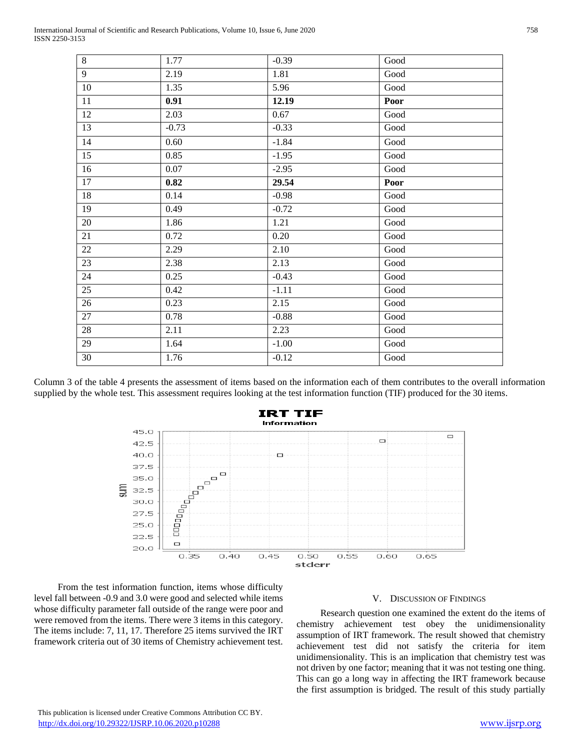| 8 | 1.77 | -0.39 | Good |
|---|---|---|---|
| 9 | 2.19 | 1.81 | Good |
| 10 | 1.35 | 5.96 | Good |
| 11 | **0.91** | **12.19** | **Poor** |
| 12 | 2.03 | 0.67 | Good |
| 13 | -0.73 | -0.33 | Good |
| 14 | 0.60 | -1.84 | Good |
| 15 | 0.85 | -1.95 | Good |
| 16 | 0.07 | -2.95 | Good |
| 17 | **0.82** | **29.54** | **Poor** |
| 18 | 0.14 | -0.98 | Good |
| 19 | 0.49 | -0.72 | Good |
| 20 | 1.86 | 1.21 | Good |
| 21 | 0.72 | 0.20 | Good |
| 22 | 2.29 | 2.10 | Good |
| 23 | 2.38 | 2.13 | Good |
| 24 | 0.25 | -0.43 | Good |
| 25 | 0.42 | -1.11 | Good |
| 26 | 0.23 | 2.15 | Good |
| 27 | 0.78 | -0.88 | Good |
| 28 | 2.11 | 2.23 | Good |
| 29 | 1.64 | -1.00 | Good |
| 30 | 1.76 | -0.12 | Good |

Column 3 of the table 4 presents the assessment of items based on the information each of them contributes to the overall information supplied by the whole test. This assessment requires looking at the test information function (TIF) produced for the 30 items.

From the test information function, items whose difficulty level fall between -0.9 and 3.0 were good and selected while items whose difficulty parameter fall outside of the range were poor and were removed from the items. There were 3 items in this category. The items include: 7, 11, 17. Therefore 25 items survived the IRT framework criteria out of 30 items of Chemistry achievement test.

## V. Discussion of Findings

Research question one examined the extent do the items of chemistry achievement test obey the unidimensionality assumption of IRT framework. The result showed that chemistry achievement test did not satisfy the criteria for item unidimensionality. This is an implication that chemistry test was not driven by one factor; meaning that it was not testing one thing. This can go a long way in affecting the IRT framework because the first assumption is bridged. The result of this study partially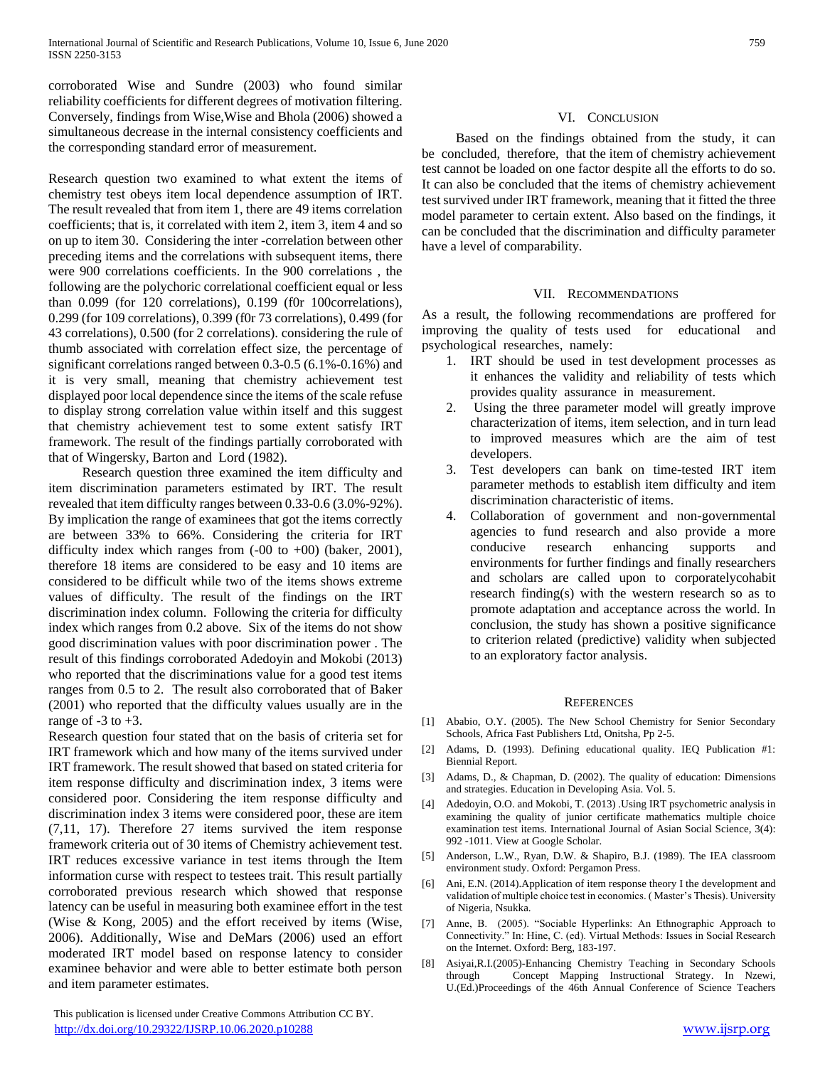corroborated Wise and Sundre (2003) who found similar reliability coefficients for different degrees of motivation filtering. Conversely, findings from Wise,Wise and Bhola (2006) showed a simultaneous decrease in the internal consistency coefficients and the corresponding standard error of measurement.

Research question two examined to what extent the items of chemistry test obeys item local dependence assumption of IRT. The result revealed that from item 1, there are 49 items correlation coefficients; that is, it correlated with item 2, item 3, item 4 and so on up to item 30. Considering the inter -correlation between other preceding items and the correlations with subsequent items, there were 900 correlations coefficients. In the 900 correlations , the following are the polychoric correlational coefficient equal or less than 0.099 (for 120 correlations), 0.199 (f0r 100correlations), 0.299 (for 109 correlations), 0.399 (f0r 73 correlations), 0.499 (for 43 correlations), 0.500 (for 2 correlations). considering the rule of thumb associated with correlation effect size, the percentage of significant correlations ranged between 0.3-0.5 (6.1%-0.16%) and it is very small, meaning that chemistry achievement test displayed poor local dependence since the items of the scale refuse to display strong correlation value within itself and this suggest that chemistry achievement test to some extent satisfy IRT framework. The result of the findings partially corroborated with that of Wingersky, Barton and Lord (1982).

Research question three examined the item difficulty and item discrimination parameters estimated by IRT. The result revealed that item difficulty ranges between 0.33-0.6 (3.0%-92%). By implication the range of examinees that got the items correctly are between 33% to 66%. Considering the criteria for IRT difficulty index which ranges from (-00 to +00) (baker, 2001), therefore 18 items are considered to be easy and 10 items are considered to be difficult while two of the items shows extreme values of difficulty. The result of the findings on the IRT discrimination index column. Following the criteria for difficulty index which ranges from 0.2 above. Six of the items do not show good discrimination values with poor discrimination power . The result of this findings corroborated Adedoyin and Mokobi (2013) who reported that the discriminations value for a good test items ranges from 0.5 to 2. The result also corroborated that of Baker (2001) who reported that the difficulty values usually are in the range of -3 to +3.

Research question four stated that on the basis of criteria set for IRT framework which and how many of the items survived under IRT framework. The result showed that based on stated criteria for item response difficulty and discrimination index, 3 items were considered poor. Considering the item response difficulty and discrimination index 3 items were considered poor, these are item (7,11, 17). Therefore 27 items survived the item response framework criteria out of 30 items of Chemistry achievement test. IRT reduces excessive variance in test items through the Item information curse with respect to testees trait. This result partially corroborated previous research which showed that response latency can be useful in measuring both examinee effort in the test (Wise & Kong, 2005) and the effort received by items (Wise, 2006). Additionally, Wise and DeMars (2006) used an effort moderated IRT model based on response latency to consider examinee behavior and were able to better estimate both person and item parameter estimates.

## VI. Conclusion

Based on the findings obtained from the study, it can be concluded, therefore, that the item of chemistry achievement test cannot be loaded on one factor despite all the efforts to do so. It can also be concluded that the items of chemistry achievement test survived under IRT framework, meaning that it fitted the three model parameter to certain extent. Also based on the findings, it can be concluded that the discrimination and difficulty parameter have a level of comparability.

## VII. Recommendations

As a result, the following recommendations are proffered for improving the quality of tests used for educational and psychological researches, namely:

1. IRT should be used in test development processes as it enhances the validity and reliability of tests which provides quality assurance in measurement.
2. Using the three parameter model will greatly improve characterization of items, item selection, and in turn lead to improved measures which are the aim of test developers.
3. Test developers can bank on time-tested IRT item parameter methods to establish item difficulty and item discrimination characteristic of items.
4. Collaboration of government and non-governmental agencies to fund research and also provide a more conducive research enhancing supports and environments for further findings and finally researchers and scholars are called upon to corporatelycohabit research finding(s) with the western research so as to promote adaptation and acceptance across the world. In conclusion, the study has shown a positive significance to criterion related (predictive) validity when subjected to an exploratory factor analysis.

## References

[1] Ababio, O.Y. (2005). The New School Chemistry for Senior Secondary Schools, Africa Fast Publishers Ltd, Onitsha, Pp 2-5.

[2] Adams, D. (1993). Defining educational quality. IEQ Publication #1: Biennial Report.

[3] Adams, D., & Chapman, D. (2002). The quality of education: Dimensions and strategies. Education in Developing Asia. Vol. 5.

[4] Adedoyin, O.O. and Mokobi, T. (2013) .Using IRT psychometric analysis in examining the quality of junior certificate mathematics multiple choice examination test items. International Journal of Asian Social Science, 3(4): 992 -1011. View at Google Scholar.

[5] Anderson, L.W., Ryan, D.W. & Shapiro, B.J. (1989). The IEA classroom environment study. Oxford: Pergamon Press.

[6] Ani, E.N. (2014).Application of item response theory I the development and validation of multiple choice test in economics. ( Master's Thesis). University of Nigeria, Nsukka.

[7] Anne, B. (2005). "Sociable Hyperlinks: An Ethnographic Approach to Connectivity." In: Hine, C. (ed). Virtual Methods: Issues in Social Research on the Internet. Oxford: Berg, 183-197.

[8] Asiyai,R.I.(2005)-Enhancing Chemistry Teaching in Secondary Schools through Concept Mapping Instructional Strategy. In Nzewi, U.(Ed.)Proceedings of the 46th Annual Conference of Science Teachers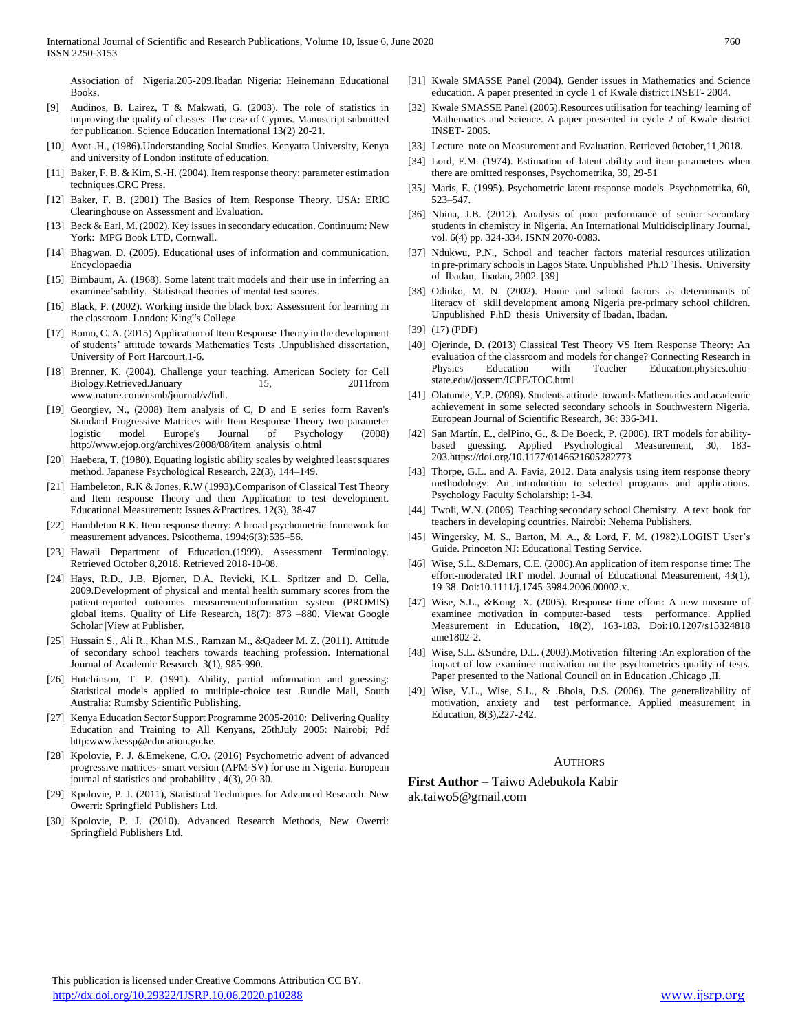Association of Nigeria.205-209.Ibadan Nigeria: Heinemann Educational Books.

[9] Audinos, B. Lairez, T & Makwati, G. (2003). The role of statistics in improving the quality of classes: The case of Cyprus. Manuscript submitted for publication. Science Education International 13(2) 20-21.

[10] Ayot .H., (1986).Understanding Social Studies. Kenyatta University, Kenya and university of London institute of education.

[11] Baker, F. B. & Kim, S.-H. (2004). Item response theory: parameter estimation techniques.CRC Press.

[12] Baker, F. B. (2001) The Basics of Item Response Theory. USA: ERIC Clearinghouse on Assessment and Evaluation.

[13] Beck & Earl, M. (2002). Key issues in secondary education. Continuum: New York: MPG Book LTD, Cornwall.

[14] Bhagwan, D. (2005). Educational uses of information and communication. Encyclopaedia

[15] Birnbaum, A. (1968). Some latent trait models and their use in inferring an examinee'sability. Statistical theories of mental test scores.

[16] Black, P. (2002). Working inside the black box: Assessment for learning in the classroom. London: King"s College.

[17] Bomo, C. A. (2015) Application of Item Response Theory in the development of students' attitude towards Mathematics Tests .Unpublished dissertation, University of Port Harcourt.1-6.

[18] Brenner, K. (2004). Challenge your teaching. American Society for Cell Biology.Retrieved.January 15, 2011from www.nature.com/nsmb/journal/v/full.

[19] Georgiev, N., (2008) Item analysis of C, D and E series form Raven's Standard Progressive Matrices with Item Response Theory two-parameter logistic model Europe's Journal of Psychology (2008) http://www.ejop.org/archives/2008/08/item_analysis_o.html

[20] Haebera, T. (1980). Equating logistic ability scales by weighted least squares method. Japanese Psychological Research, 22(3), 144–149.

[21] Hambeleton, R.K & Jones, R.W (1993).Comparison of Classical Test Theory and Item response Theory and then Application to test development. Educational Measurement: Issues &Practices. 12(3), 38-47

[22] Hambleton R.K. Item response theory: A broad psychometric framework for measurement advances. Psicothema. 1994;6(3):535–56.

[23] Hawaii Department of Education.(1999). Assessment Terminology. Retrieved October 8,2018. Retrieved 2018-10-08.

[24] Hays, R.D., J.B. Bjorner, D.A. Revicki, K.L. Spritzer and D. Cella, 2009.Development of physical and mental health summary scores from the patient-reported outcomes measurementinformation system (PROMIS) global items. Quality of Life Research, 18(7): 873 –880. Viewat Google Scholar |View at Publisher.

[25] Hussain S., Ali R., Khan M.S., Ramzan M., &Qadeer M. Z. (2011). Attitude of secondary school teachers towards teaching profession. International Journal of Academic Research. 3(1), 985-990.

[26] Hutchinson, T. P. (1991). Ability, partial information and guessing: Statistical models applied to multiple-choice test .Rundle Mall, South Australia: Rumsby Scientific Publishing.

[27] Kenya Education Sector Support Programme 2005-2010: Delivering Quality Education and Training to All Kenyans, 25thJuly 2005: Nairobi; Pdf http:www.kessp@education.go.ke.

[28] Kpolovie, P. J. &Emekene, C.O. (2016) Psychometric advent of advanced progressive matrices- smart version (APM-SV) for use in Nigeria. European journal of statistics and probability , 4(3), 20-30.

[29] Kpolovie, P. J. (2011), Statistical Techniques for Advanced Research. New Owerri: Springfield Publishers Ltd.

[30] Kpolovie, P. J. (2010). Advanced Research Methods, New Owerri: Springfield Publishers Ltd.

[31] Kwale SMASSE Panel (2004). Gender issues in Mathematics and Science education. A paper presented in cycle 1 of Kwale district INSET- 2004.

[32] Kwale SMASSE Panel (2005).Resources utilisation for teaching/ learning of Mathematics and Science. A paper presented in cycle 2 of Kwale district INSET- 2005.

[33] Lecture note on Measurement and Evaluation. Retrieved 0ctober,11,2018.

[34] Lord, F.M. (1974). Estimation of latent ability and item parameters when there are omitted responses, Psychometrika, 39, 29-51

[35] Maris, E. (1995). Psychometric latent response models. Psychometrika, 60, 523–547.

[36] Nbina, J.B. (2012). Analysis of poor performance of senior secondary students in chemistry in Nigeria. An International Multidisciplinary Journal, vol. 6(4) pp. 324-334. ISNN 2070-0083.

[37] Ndukwu, P.N., School and teacher factors material resources utilization in pre-primary schools in Lagos State. Unpublished Ph.D Thesis. University of Ibadan, Ibadan, 2002. [39]

[38] Odinko, M. N. (2002). Home and school factors as determinants of literacy of skill development among Nigeria pre-primary school children. Unpublished P.hD thesis University of Ibadan, Ibadan.

[39] (17) (PDF)

[40] Ojerinde, D. (2013) Classical Test Theory VS Item Response Theory: An evaluation of the classroom and models for change? Connecting Research in Physics Education with Teacher Education.physics.ohio-state.edu//jossem/ICPE/TOC.html

[41] Olatunde, Y.P. (2009). Students attitude towards Mathematics and academic achievement in some selected secondary schools in Southwestern Nigeria. European Journal of Scientific Research, 36: 336-341.

[42] San Martín, E., delPino, G., & De Boeck, P. (2006). IRT models for ability-based guessing. Applied Psychological Measurement, 30, 183-203.https://doi.org/10.1177/0146621605282773

[43] Thorpe, G.L. and A. Favia, 2012. Data analysis using item response theory methodology: An introduction to selected programs and applications. Psychology Faculty Scholarship: 1-34.

[44] Twoli, W.N. (2006). Teaching secondary school Chemistry. A text book for teachers in developing countries. Nairobi: Nehema Publishers.

[45] Wingersky, M. S., Barton, M. A., & Lord, F. M. (1982).LOGIST User's Guide. Princeton NJ: Educational Testing Service.

[46] Wise, S.L. &Demars, C.E. (2006).An application of item response time: The effort-moderated IRT model. Journal of Educational Measurement, 43(1), 19-38. Doi:10.1111/j.1745-3984.2006.00002.x.

[47] Wise, S.L., &Kong .X. (2005). Response time effort: A new measure of examinee motivation in computer-based tests performance. Applied Measurement in Education, 18(2), 163-183. Doi:10.1207/s15324818 ame1802-2.

[48] Wise, S.L. &Sundre, D.L. (2003).Motivation filtering :An exploration of the impact of low examinee motivation on the psychometrics quality of tests. Paper presented to the National Council on in Education .Chicago ,II.

[49] Wise, V.L., Wise, S.L., & .Bhola, D.S. (2006). The generalizability of motivation, anxiety and test performance. Applied measurement in Education, 8(3),227-242.

## Authors

**First Author** – Taiwo Adebukola Kabir ak.taiwo5@gmail.com